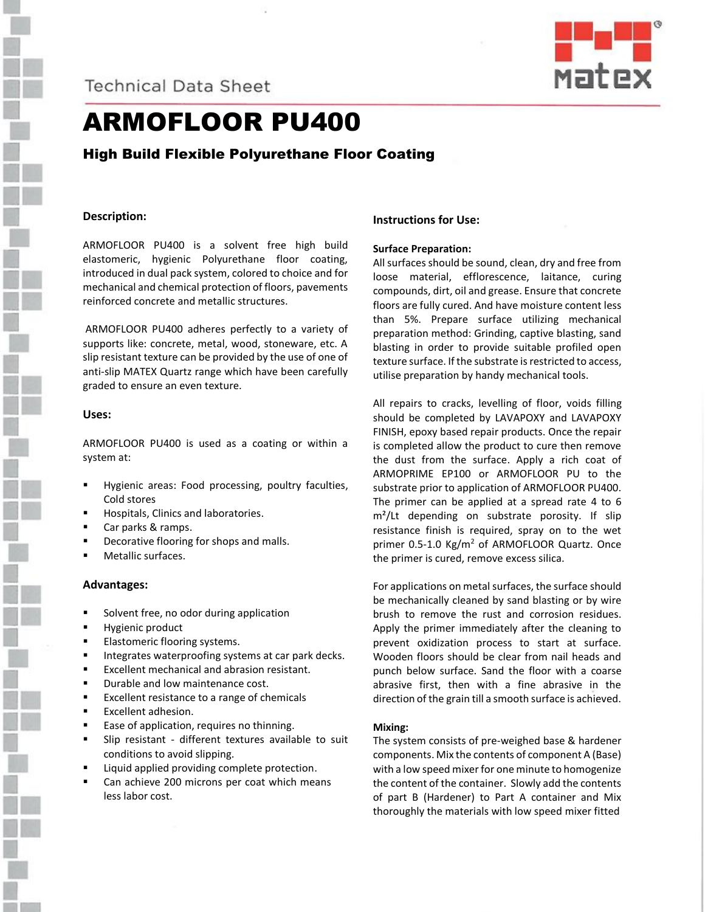Technical Data Sheet

# ARMOFLOOR PU400

## High Build Flexible Polyurethane Floor Coating

### Description:

ARMOFLOOR PU400 is a solvent free high build elastomeric, hygienic Polyurethane floor coating, introduced in dual pack system, colored to choice and for mechanical and chemical protection of floors, pavements reinforced concrete and metallic structures.

ARMOFLOOR PU400 adheres perfectly to a variety of supports like: concrete, metal, wood, stoneware, etc. A slip resistant texture can be provided by the use of one of anti-slip MATEX Quartz range which have been carefully graded to ensure an even texture.

### Uses:

ARMOFLOOR PU400 is used as a coating or within a system at:

- Hygienic areas: Food processing, poultry faculties, Cold stores
- Hospitals, Clinics and laboratories.
- Car parks & ramps.
- Decorative flooring for shops and malls.
- Metallic surfaces.

### Advantages:

- Solvent free, no odor during application
- Hygienic product
- Elastomeric flooring systems.
- Integrates waterproofing systems at car park decks.
- Excellent mechanical and abrasion resistant.
- Durable and low maintenance cost.
- Excellent resistance to a range of chemicals
- Excellent adhesion.
- Ease of application, requires no thinning.
- Slip resistant - different textures available to suit conditions to avoid slipping.
- Liquid applied providing complete protection.
- Can achieve 200 microns per coat which means less labor cost.

### Instructions for Use:

**Surface Preparation:**

All surfaces should be sound, clean, dry and free from loose material, efflorescence, laitance, curing compounds, dirt, oil and grease. Ensure that concrete floors are fully cured. And have moisture content less than 5%. Prepare surface utilizing mechanical preparation method: Grinding, captive blasting, sand blasting in order to provide suitable profiled open texture surface. If the substrate is restricted to access, utilise preparation by handy mechanical tools.

All repairs to cracks, levelling of floor, voids filling should be completed by LAVAPOXY and LAVAPOXY FINISH, epoxy based repair products. Once the repair is completed allow the product to cure then remove the dust from the surface. Apply a rich coat of ARMOPRIME EP100 or ARMOFLOOR PU to the substrate prior to application of ARMOFLOOR PU400. The primer can be applied at a spread rate 4 to 6 $m^2$/Lt depending on substrate porosity. If slip resistance finish is required, spray on to the wet primer 0.5-1.0 Kg/$m^2$ of ARMOFLOOR Quartz. Once the primer is cured, remove excess silica.

For applications on metal surfaces, the surface should be mechanically cleaned by sand blasting or by wire brush to remove the rust and corrosion residues. Apply the primer immediately after the cleaning to prevent oxidization process to start at surface. Wooden floors should be clear from nail heads and punch below surface. Sand the floor with a coarse abrasive first, then with a fine abrasive in the direction of the grain till a smooth surface is achieved.

**Mixing:**

The system consists of pre-weighed base & hardener components. Mix the contents of component A (Base) with a low speed mixer for one minute to homogenize the content of the container. Slowly add the contents of part B (Hardener) to Part A container and Mix thoroughly the materials with low speed mixer fitted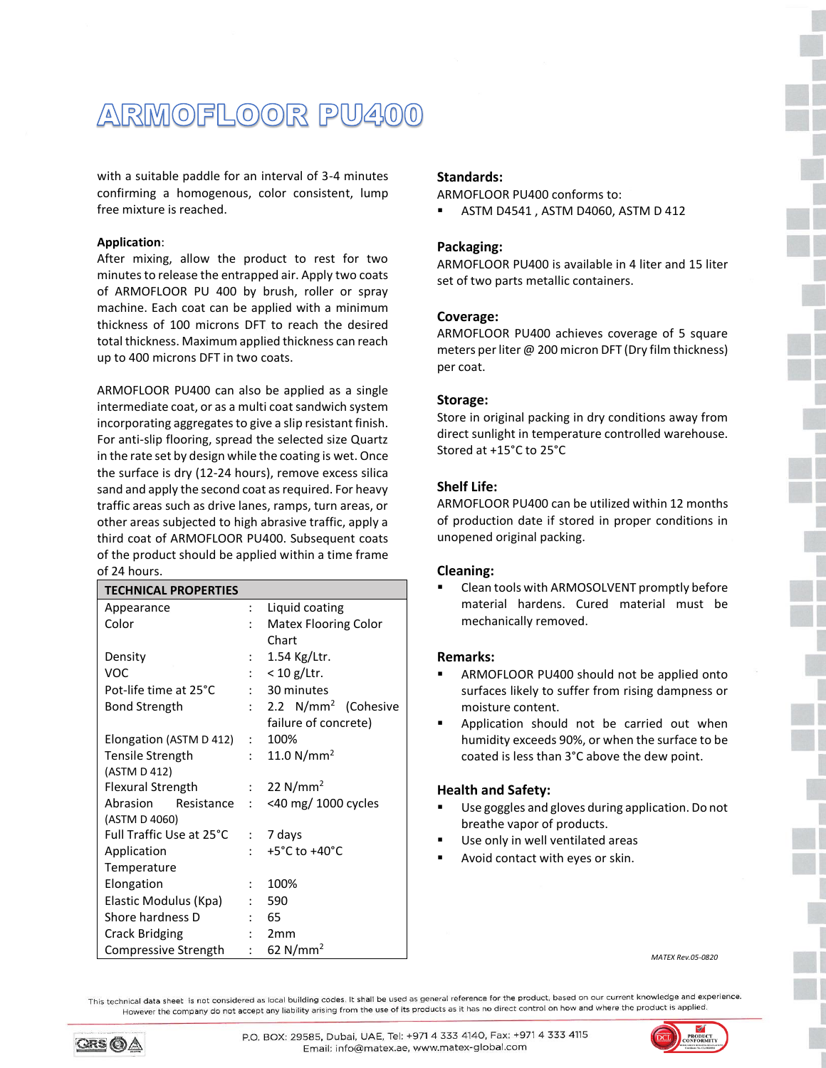# ARMOFLOOR PU400

with a suitable paddle for an interval of 3-4 minutes confirming a homogenous, color consistent, lump free mixture is reached.

**Application**:
After mixing, allow the product to rest for two minutes to release the entrapped air. Apply two coats of ARMOFLOOR PU 400 by brush, roller or spray machine. Each coat can be applied with a minimum thickness of 100 microns DFT to reach the desired total thickness. Maximum applied thickness can reach up to 400 microns DFT in two coats.

ARMOFLOOR PU400 can also be applied as a single intermediate coat, or as a multi coat sandwich system incorporating aggregates to give a slip resistant finish. For anti-slip flooring, spread the selected size Quartz in the rate set by design while the coating is wet. Once the surface is dry (12-24 hours), remove excess silica sand and apply the second coat as required. For heavy traffic areas such as drive lanes, ramps, turn areas, or other areas subjected to high abrasive traffic, apply a third coat of ARMOFLOOR PU400. Subsequent coats of the product should be applied within a time frame of 24 hours.

| TECHNICAL PROPERTIES | | |
|---|---|---|
| Appearance | : | Liquid coating |
| Color | : | Matex Flooring Color Chart |
| Density | : | 1.54 Kg/Ltr. |
| VOC | : | < 10 g/Ltr. |
| Pot-life time at 25°C | : | 30 minutes |
| Bond Strength | : | 2.2 N/mm$^2$ (Cohesive failure of concrete) |
| Elongation (ASTM D 412) | : | 100% |
| Tensile Strength (ASTM D 412) | : | 11.0 N/mm$^2$ |
| Flexural Strength | : | 22 N/mm$^2$ |
| Abrasion Resistance (ASTM D 4060) | : | <40 mg/ 1000 cycles |
| Full Traffic Use at 25°C | : | 7 days |
| Application Temperature | : | +5°C to +40°C |
| Elongation | : | 100% |
| Elastic Modulus (Kpa) | : | 590 |
| Shore hardness D | : | 65 |
| Crack Bridging | : | 2mm |
| Compressive Strength | : | 62 N/mm$^2$ |

**Standards:**
ARMOFLOOR PU400 conforms to:

- ASTM D4541 , ASTM D4060, ASTM D 412

**Packaging:**
ARMOFLOOR PU400 is available in 4 liter and 15 liter set of two parts metallic containers.

**Coverage:**
ARMOFLOOR PU400 achieves coverage of 5 square meters per liter @ 200 micron DFT (Dry film thickness) per coat.

**Storage:**
Store in original packing in dry conditions away from direct sunlight in temperature controlled warehouse. Stored at +15°C to 25°C

**Shelf Life:**
ARMOFLOOR PU400 can be utilized within 12 months of production date if stored in proper conditions in unopened original packing.

**Cleaning:**

- Clean tools with ARMOSOLVENT promptly before material hardens. Cured material must be mechanically removed.

**Remarks:**

- ARMOFLOOR PU400 should not be applied onto surfaces likely to suffer from rising dampness or moisture content.
- Application should not be carried out when humidity exceeds 90%, or when the surface to be coated is less than 3°C above the dew point.

**Health and Safety:**

- Use goggles and gloves during application. Do not breathe vapor of products.
- Use only in well ventilated areas
- Avoid contact with eyes or skin.

*MATEX Rev.05-0820*

This technical data sheet is not considered as local building codes. It shall be used as general reference for the product, based on our current knowledge and experience. However the company do not accept any liability arising from the use of its products as it has no direct control on how and where the product is applied.

P.O. BOX: 29585, Dubai, UAE, Tel: +971 4 333 4140, Fax: +971 4 333 4115
Email: info@matex.ae, www.matex-global.com